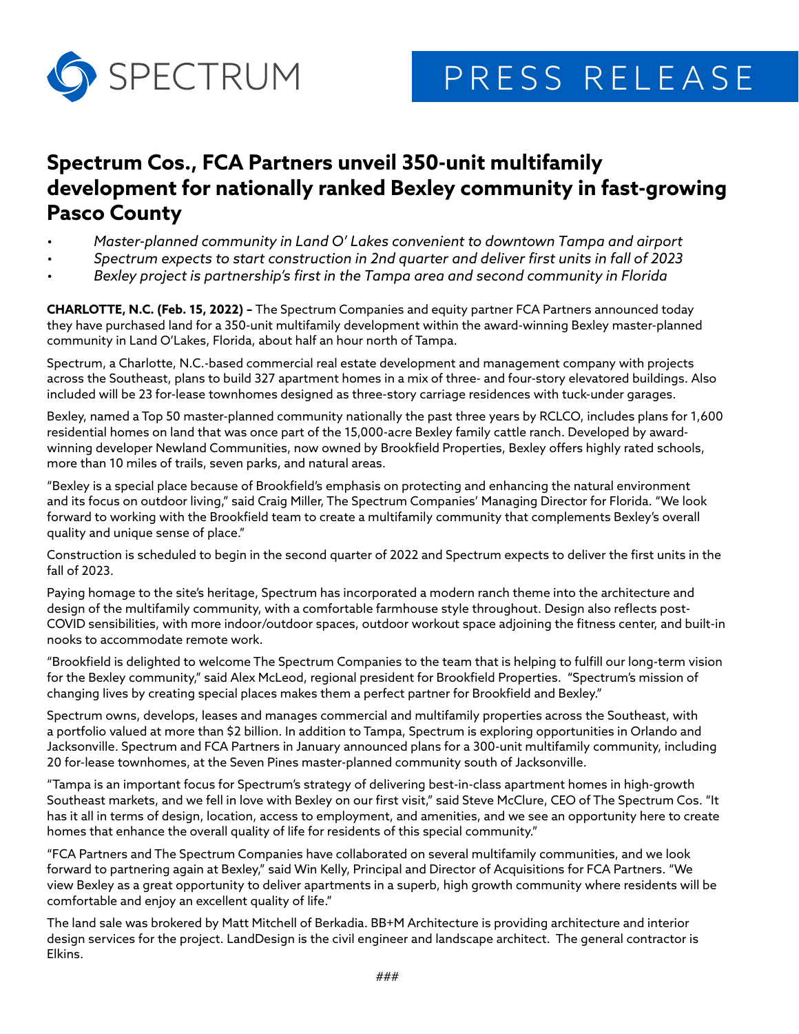SPECTRUM

PRESS RELEASE

# Spectrum Cos., FCA Partners unveil 350-unit multifamily development for nationally ranked Bexley community in fast-growing Pasco County

- *Master-planned community in Land O' Lakes convenient to downtown Tampa and airport*
- *Spectrum expects to start construction in 2nd quarter and deliver first units in fall of 2023*
- *Bexley project is partnership's first in the Tampa area and second community in Florida*

**CHARLOTTE, N.C. (Feb. 15, 2022) –** The Spectrum Companies and equity partner FCA Partners announced today they have purchased land for a 350-unit multifamily development within the award-winning Bexley master-planned community in Land O'Lakes, Florida, about half an hour north of Tampa.

Spectrum, a Charlotte, N.C.-based commercial real estate development and management company with projects across the Southeast, plans to build 327 apartment homes in a mix of three- and four-story elevatored buildings. Also included will be 23 for-lease townhomes designed as three-story carriage residences with tuck-under garages.

Bexley, named a Top 50 master-planned community nationally the past three years by RCLCO, includes plans for 1,600 residential homes on land that was once part of the 15,000-acre Bexley family cattle ranch. Developed by award-winning developer Newland Communities, now owned by Brookfield Properties, Bexley offers highly rated schools, more than 10 miles of trails, seven parks, and natural areas.

"Bexley is a special place because of Brookfield's emphasis on protecting and enhancing the natural environment and its focus on outdoor living," said Craig Miller, The Spectrum Companies' Managing Director for Florida. "We look forward to working with the Brookfield team to create a multifamily community that complements Bexley's overall quality and unique sense of place."

Construction is scheduled to begin in the second quarter of 2022 and Spectrum expects to deliver the first units in the fall of 2023.

Paying homage to the site's heritage, Spectrum has incorporated a modern ranch theme into the architecture and design of the multifamily community, with a comfortable farmhouse style throughout. Design also reflects post-COVID sensibilities, with more indoor/outdoor spaces, outdoor workout space adjoining the fitness center, and built-in nooks to accommodate remote work.

"Brookfield is delighted to welcome The Spectrum Companies to the team that is helping to fulfill our long-term vision for the Bexley community," said Alex McLeod, regional president for Brookfield Properties. "Spectrum's mission of changing lives by creating special places makes them a perfect partner for Brookfield and Bexley."

Spectrum owns, develops, leases and manages commercial and multifamily properties across the Southeast, with a portfolio valued at more than $2 billion. In addition to Tampa, Spectrum is exploring opportunities in Orlando and Jacksonville. Spectrum and FCA Partners in January announced plans for a 300-unit multifamily community, including 20 for-lease townhomes, at the Seven Pines master-planned community south of Jacksonville.

"Tampa is an important focus for Spectrum's strategy of delivering best-in-class apartment homes in high-growth Southeast markets, and we fell in love with Bexley on our first visit," said Steve McClure, CEO of The Spectrum Cos. "It has it all in terms of design, location, access to employment, and amenities, and we see an opportunity here to create homes that enhance the overall quality of life for residents of this special community."

"FCA Partners and The Spectrum Companies have collaborated on several multifamily communities, and we look forward to partnering again at Bexley," said Win Kelly, Principal and Director of Acquisitions for FCA Partners. "We view Bexley as a great opportunity to deliver apartments in a superb, high growth community where residents will be comfortable and enjoy an excellent quality of life."

The land sale was brokered by Matt Mitchell of Berkadia. BB+M Architecture is providing architecture and interior design services for the project. LandDesign is the civil engineer and landscape architect. The general contractor is Elkins.

###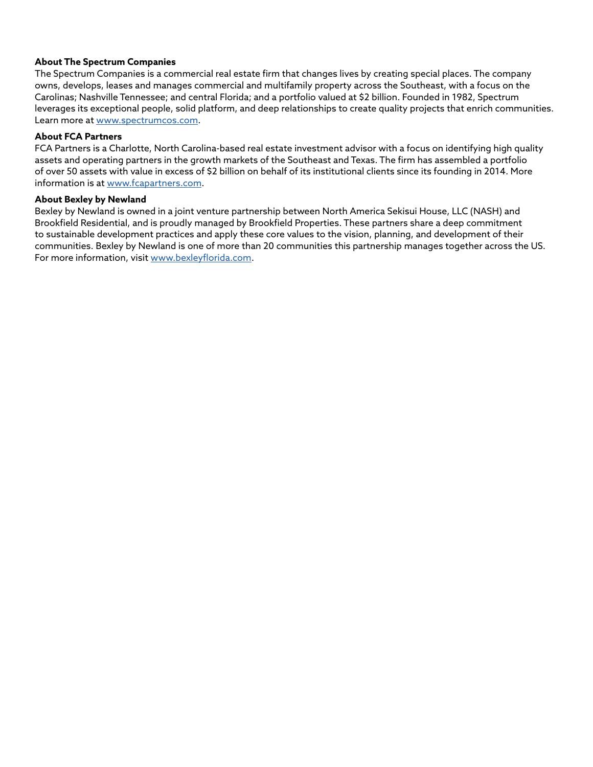**About The Spectrum Companies**
The Spectrum Companies is a commercial real estate firm that changes lives by creating special places. The company owns, develops, leases and manages commercial and multifamily property across the Southeast, with a focus on the Carolinas; Nashville Tennessee; and central Florida; and a portfolio valued at $2 billion. Founded in 1982, Spectrum leverages its exceptional people, solid platform, and deep relationships to create quality projects that enrich communities. Learn more at [www.spectrumcos.com](http://www.spectrumcos.com).

**About FCA Partners**
FCA Partners is a Charlotte, North Carolina-based real estate investment advisor with a focus on identifying high quality assets and operating partners in the growth markets of the Southeast and Texas. The firm has assembled a portfolio of over 50 assets with value in excess of $2 billion on behalf of its institutional clients since its founding in 2014. More information is at [www.fcapartners.com](http://www.fcapartners.com).

**About Bexley by Newland**
Bexley by Newland is owned in a joint venture partnership between North America Sekisui House, LLC (NASH) and Brookfield Residential, and is proudly managed by Brookfield Properties. These partners share a deep commitment to sustainable development practices and apply these core values to the vision, planning, and development of their communities. Bexley by Newland is one of more than 20 communities this partnership manages together across the US. For more information, visit [www.bexleyflorida.com](http://www.bexleyflorida.com).